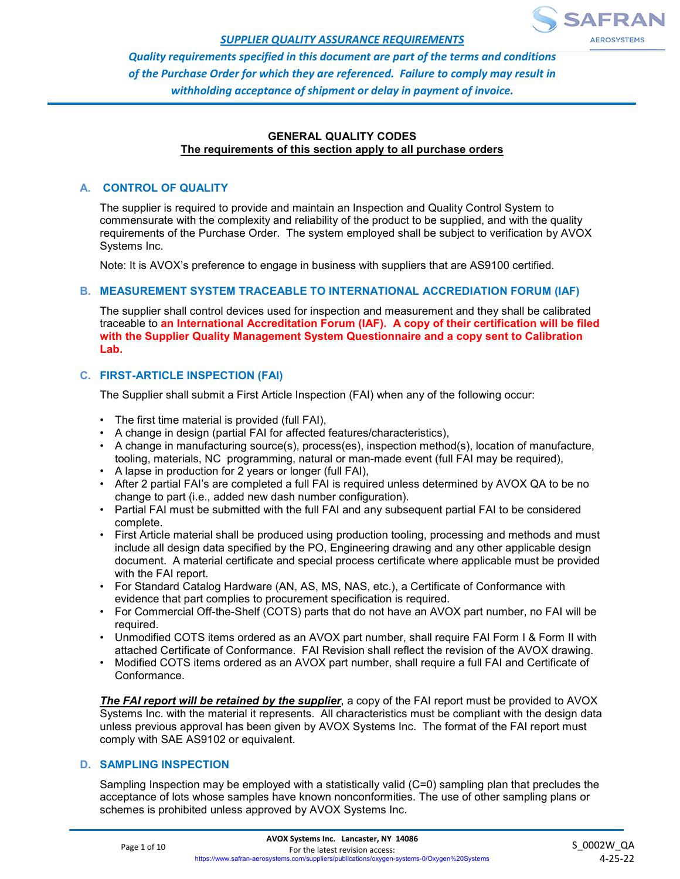***SUPPLIER QUALITY ASSURANCE REQUIREMENTS***

***Quality requirements specified in this document are part of the terms and conditions of the Purchase Order for which they are referenced. Failure to comply may result in withholding acceptance of shipment or delay in payment of invoice.***

## GENERAL QUALITY CODES

**The requirements of this section apply to all purchase orders**

### A. CONTROL OF QUALITY

The supplier is required to provide and maintain an Inspection and Quality Control System to commensurate with the complexity and reliability of the product to be supplied, and with the quality requirements of the Purchase Order. The system employed shall be subject to verification by AVOX Systems Inc.

Note: It is AVOX's preference to engage in business with suppliers that are AS9100 certified.

### B. MEASUREMENT SYSTEM TRACEABLE TO INTERNATIONAL ACCREDIATION FORUM (IAF)

The supplier shall control devices used for inspection and measurement and they shall be calibrated traceable to **an International Accreditation Forum (IAF). A copy of their certification will be filed with the Supplier Quality Management System Questionnaire and a copy sent to Calibration Lab.**

### C. FIRST-ARTICLE INSPECTION (FAI)

The Supplier shall submit a First Article Inspection (FAI) when any of the following occur:

- The first time material is provided (full FAI),
- A change in design (partial FAI for affected features/characteristics),
- A change in manufacturing source(s), process(es), inspection method(s), location of manufacture, tooling, materials, NC programming, natural or man-made event (full FAI may be required),
- A lapse in production for 2 years or longer (full FAI),
- After 2 partial FAI's are completed a full FAI is required unless determined by AVOX QA to be no change to part (i.e., added new dash number configuration).
- Partial FAI must be submitted with the full FAI and any subsequent partial FAI to be considered complete.
- First Article material shall be produced using production tooling, processing and methods and must include all design data specified by the PO, Engineering drawing and any other applicable design document. A material certificate and special process certificate where applicable must be provided with the FAI report.
- For Standard Catalog Hardware (AN, AS, MS, NAS, etc.), a Certificate of Conformance with evidence that part complies to procurement specification is required.
- For Commercial Off-the-Shelf (COTS) parts that do not have an AVOX part number, no FAI will be required.
- Unmodified COTS items ordered as an AVOX part number, shall require FAI Form I & Form II with attached Certificate of Conformance. FAI Revision shall reflect the revision of the AVOX drawing.
- Modified COTS items ordered as an AVOX part number, shall require a full FAI and Certificate of Conformance.

***The FAI report will be retained by the supplier***, a copy of the FAI report must be provided to AVOX Systems Inc. with the material it represents. All characteristics must be compliant with the design data unless previous approval has been given by AVOX Systems Inc. The format of the FAI report must comply with SAE AS9102 or equivalent.

### D. SAMPLING INSPECTION

Sampling Inspection may be employed with a statistically valid (C=0) sampling plan that precludes the acceptance of lots whose samples have known nonconformities. The use of other sampling plans or schemes is prohibited unless approved by AVOX Systems Inc.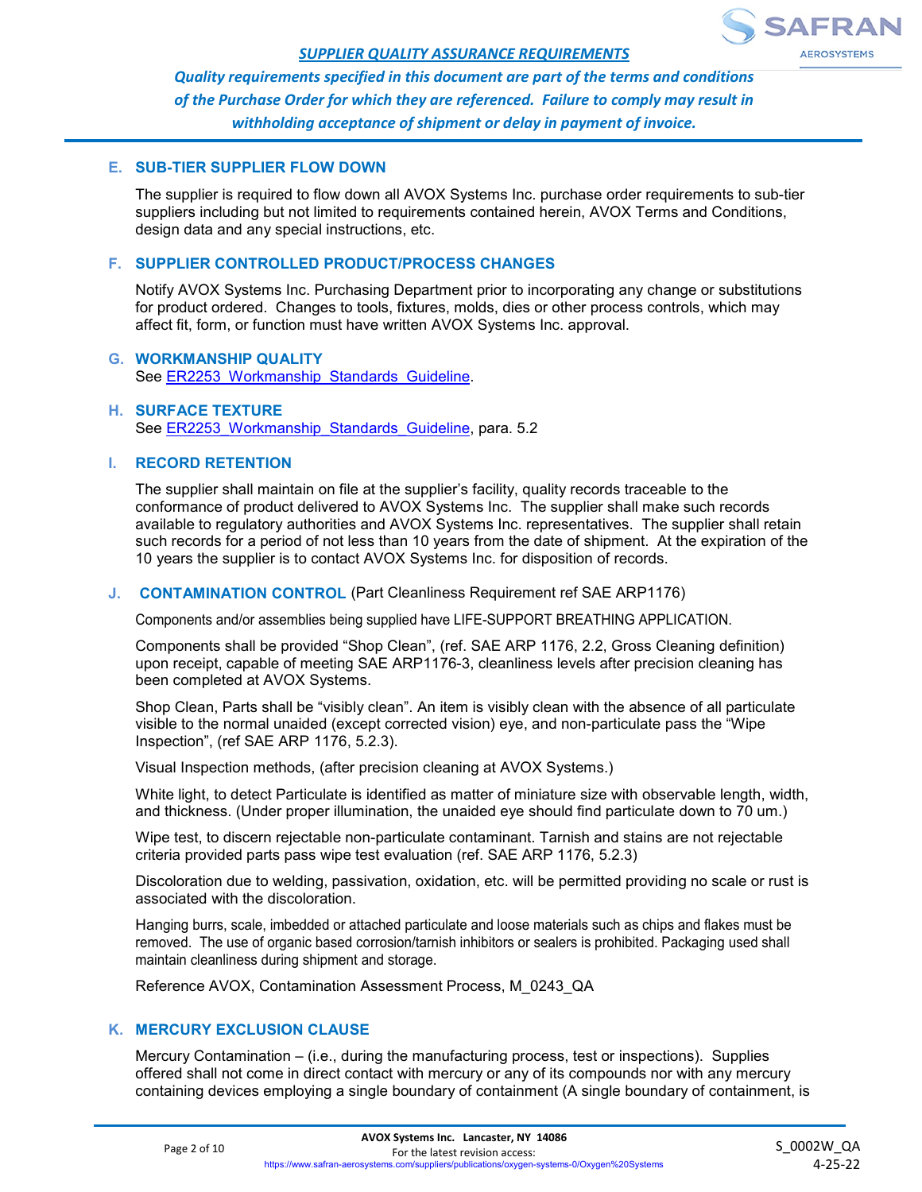## SUPPLIER QUALITY ASSURANCE REQUIREMENTS

***Quality requirements specified in this document are part of the terms and conditions of the Purchase Order for which they are referenced. Failure to comply may result in withholding acceptance of shipment or delay in payment of invoice.***

### E. SUB-TIER SUPPLIER FLOW DOWN

The supplier is required to flow down all AVOX Systems Inc. purchase order requirements to sub-tier suppliers including but not limited to requirements contained herein, AVOX Terms and Conditions, design data and any special instructions, etc.

### F. SUPPLIER CONTROLLED PRODUCT/PROCESS CHANGES

Notify AVOX Systems Inc. Purchasing Department prior to incorporating any change or substitutions for product ordered. Changes to tools, fixtures, molds, dies or other process controls, which may affect fit, form, or function must have written AVOX Systems Inc. approval.

### G. WORKMANSHIP QUALITY

See ER2253_Workmanship_Standards_Guideline.

### H. SURFACE TEXTURE

See ER2253_Workmanship_Standards_Guideline, para. 5.2

### I. RECORD RETENTION

The supplier shall maintain on file at the supplier's facility, quality records traceable to the conformance of product delivered to AVOX Systems Inc. The supplier shall make such records available to regulatory authorities and AVOX Systems Inc. representatives. The supplier shall retain such records for a period of not less than 10 years from the date of shipment. At the expiration of the 10 years the supplier is to contact AVOX Systems Inc. for disposition of records.

### J. CONTAMINATION CONTROL (Part Cleanliness Requirement ref SAE ARP1176)

Components and/or assemblies being supplied have LIFE-SUPPORT BREATHING APPLICATION.

Components shall be provided "Shop Clean", (ref. SAE ARP 1176, 2.2, Gross Cleaning definition) upon receipt, capable of meeting SAE ARP1176-3, cleanliness levels after precision cleaning has been completed at AVOX Systems.

Shop Clean, Parts shall be "visibly clean". An item is visibly clean with the absence of all particulate visible to the normal unaided (except corrected vision) eye, and non-particulate pass the "Wipe Inspection", (ref SAE ARP 1176, 5.2.3).

Visual Inspection methods, (after precision cleaning at AVOX Systems.)

White light, to detect Particulate is identified as matter of miniature size with observable length, width, and thickness. (Under proper illumination, the unaided eye should find particulate down to 70 um.)

Wipe test, to discern rejectable non-particulate contaminant. Tarnish and stains are not rejectable criteria provided parts pass wipe test evaluation (ref. SAE ARP 1176, 5.2.3)

Discoloration due to welding, passivation, oxidation, etc. will be permitted providing no scale or rust is associated with the discoloration.

Hanging burrs, scale, imbedded or attached particulate and loose materials such as chips and flakes must be removed. The use of organic based corrosion/tarnish inhibitors or sealers is prohibited. Packaging used shall maintain cleanliness during shipment and storage.

Reference AVOX, Contamination Assessment Process, M_0243_QA

### K. MERCURY EXCLUSION CLAUSE

Mercury Contamination – (i.e., during the manufacturing process, test or inspections). Supplies offered shall not come in direct contact with mercury or any of its compounds nor with any mercury containing devices employing a single boundary of containment (A single boundary of containment, is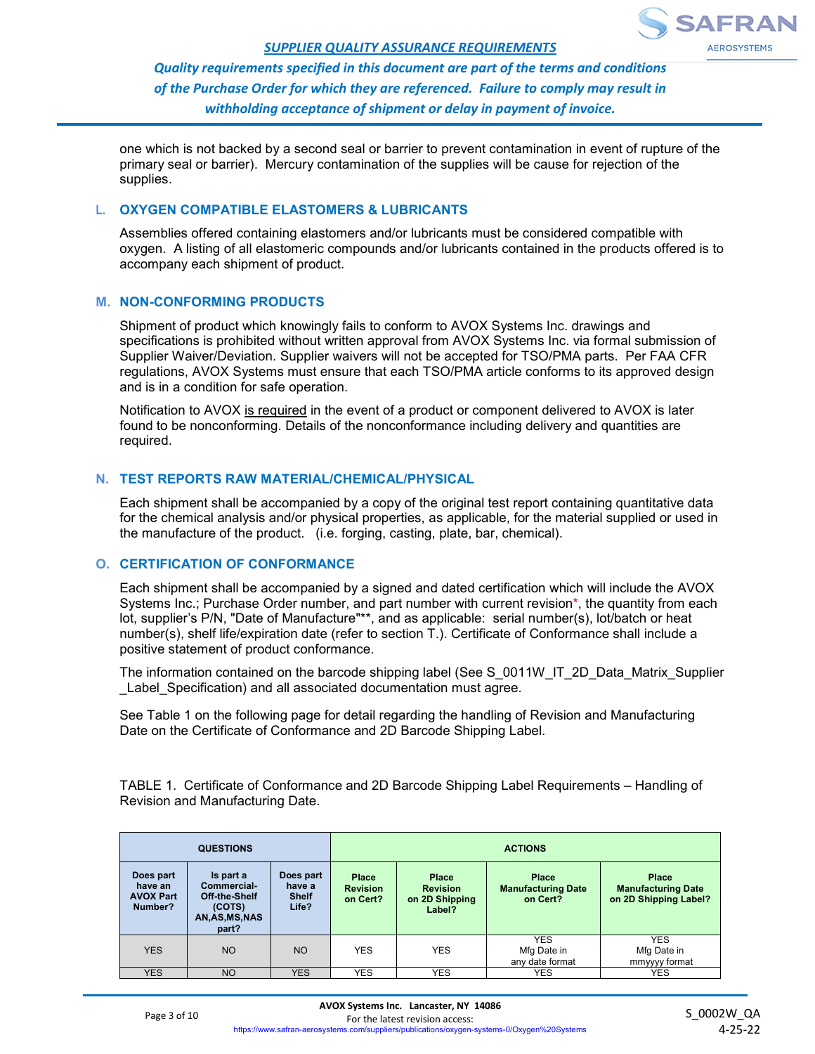one which is not backed by a second seal or barrier to prevent contamination in event of rupture of the primary seal or barrier). Mercury contamination of the supplies will be cause for rejection of the supplies.

## L. OXYGEN COMPATIBLE ELASTOMERS & LUBRICANTS

Assemblies offered containing elastomers and/or lubricants must be considered compatible with oxygen. A listing of all elastomeric compounds and/or lubricants contained in the products offered is to accompany each shipment of product.

## M. NON-CONFORMING PRODUCTS

Shipment of product which knowingly fails to conform to AVOX Systems Inc. drawings and specifications is prohibited without written approval from AVOX Systems Inc. via formal submission of Supplier Waiver/Deviation. Supplier waivers will not be accepted for TSO/PMA parts. Per FAA CFR regulations, AVOX Systems must ensure that each TSO/PMA article conforms to its approved design and is in a condition for safe operation.

Notification to AVOX is required in the event of a product or component delivered to AVOX is later found to be nonconforming. Details of the nonconformance including delivery and quantities are required.

## N. TEST REPORTS RAW MATERIAL/CHEMICAL/PHYSICAL

Each shipment shall be accompanied by a copy of the original test report containing quantitative data for the chemical analysis and/or physical properties, as applicable, for the material supplied or used in the manufacture of the product. (i.e. forging, casting, plate, bar, chemical).

## O. CERTIFICATION OF CONFORMANCE

Each shipment shall be accompanied by a signed and dated certification which will include the AVOX Systems Inc.; Purchase Order number, and part number with current revision*, the quantity from each lot, supplier's P/N, "Date of Manufacture"**, and as applicable: serial number(s), lot/batch or heat number(s), shelf life/expiration date (refer to section T.). Certificate of Conformance shall include a positive statement of product conformance.

The information contained on the barcode shipping label (See S_0011W_IT_2D_Data_Matrix_Supplier_Label_Specification) and all associated documentation must agree.

See Table 1 on the following page for detail regarding the handling of Revision and Manufacturing Date on the Certificate of Conformance and 2D Barcode Shipping Label.

TABLE 1. Certificate of Conformance and 2D Barcode Shipping Label Requirements – Handling of Revision and Manufacturing Date.

| QUESTIONS | | | ACTIONS | | | |
|---|---|---|---|---|---|---|
| **Does part have an AVOX Part Number?** | **Is part a Commercial-Off-the-Shelf (COTS) AN,AS,MS,NAS part?** | **Does part have a Shelf Life?** | **Place Revision on Cert?** | **Place Revision on 2D Shipping Label?** | **Place Manufacturing Date on Cert?** | **Place Manufacturing Date on 2D Shipping Label?** |
| YES | NO | NO | YES | YES | YES Mfg Date in any date format | YES Mfg Date in mmyyyy format |
| YES | NO | YES | YES | YES | YES | YES |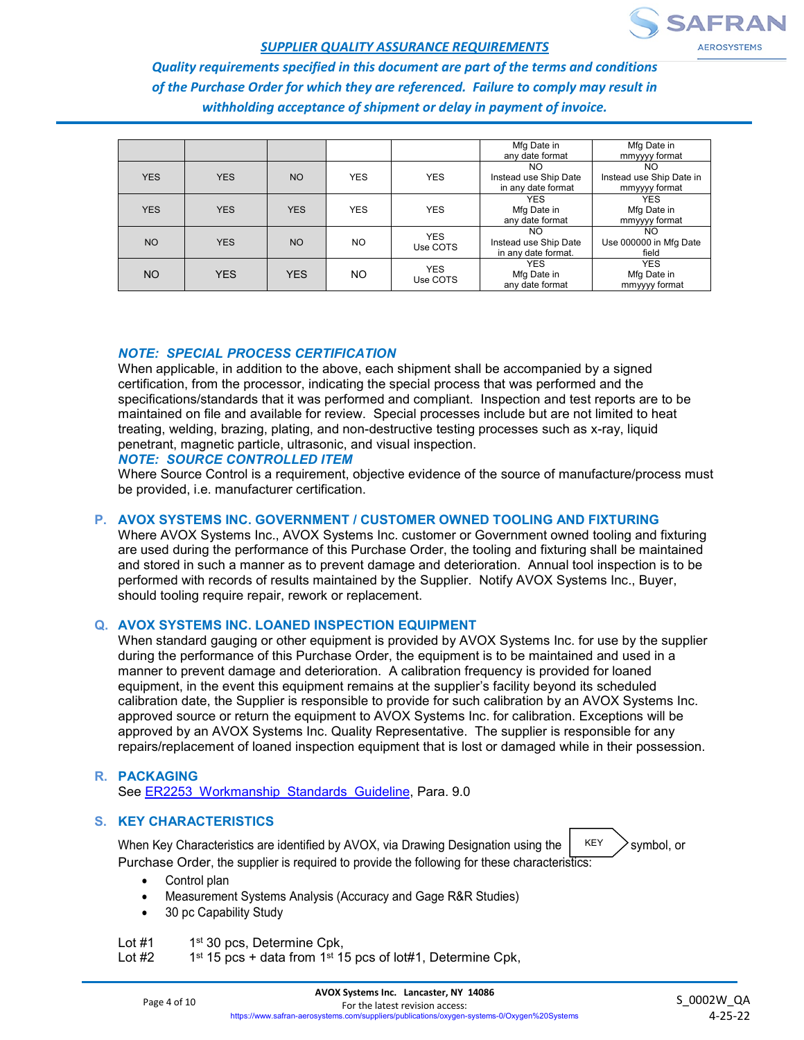| | | | | | Mfg Date in any date format | Mfg Date in mmyyyy format |
|---|---|---|---|---|---|---|
| YES | YES | NO | YES | YES | NO Instead use Ship Date in any date format | NO Instead use Ship Date in mmyyyy format |
| YES | YES | YES | YES | YES | YES Mfg Date in any date format | YES Mfg Date in mmyyyy format |
| NO | YES | NO | NO | YES Use COTS | NO Instead use Ship Date in any date format. | NO Use 000000 in Mfg Date field |
| NO | YES | YES | NO | YES Use COTS | YES Mfg Date in any date format | YES Mfg Date in mmyyyy format |

***NOTE: SPECIAL PROCESS CERTIFICATION***

When applicable, in addition to the above, each shipment shall be accompanied by a signed certification, from the processor, indicating the special process that was performed and the specifications/standards that it was performed and compliant. Inspection and test reports are to be maintained on file and available for review. Special processes include but are not limited to heat treating, welding, brazing, plating, and non-destructive testing processes such as x-ray, liquid penetrant, magnetic particle, ultrasonic, and visual inspection.

***NOTE: SOURCE CONTROLLED ITEM***

Where Source Control is a requirement, objective evidence of the source of manufacture/process must be provided, i.e. manufacturer certification.

## P. AVOX SYSTEMS INC. GOVERNMENT / CUSTOMER OWNED TOOLING AND FIXTURING

Where AVOX Systems Inc., AVOX Systems Inc. customer or Government owned tooling and fixturing are used during the performance of this Purchase Order, the tooling and fixturing shall be maintained and stored in such a manner as to prevent damage and deterioration. Annual tool inspection is to be performed with records of results maintained by the Supplier. Notify AVOX Systems Inc., Buyer, should tooling require repair, rework or replacement.

## Q. AVOX SYSTEMS INC. LOANED INSPECTION EQUIPMENT

When standard gauging or other equipment is provided by AVOX Systems Inc. for use by the supplier during the performance of this Purchase Order, the equipment is to be maintained and used in a manner to prevent damage and deterioration. A calibration frequency is provided for loaned equipment, in the event this equipment remains at the supplier's facility beyond its scheduled calibration date, the Supplier is responsible to provide for such calibration by an AVOX Systems Inc. approved source or return the equipment to AVOX Systems Inc. for calibration. Exceptions will be approved by an AVOX Systems Inc. Quality Representative. The supplier is responsible for any repairs/replacement of loaned inspection equipment that is lost or damaged while in their possession.

## R. PACKAGING

See ER2253_Workmanship_Standards_Guideline, Para. 9.0

## S. KEY CHARACTERISTICS

When Key Characteristics are identified by AVOX, via Drawing Designation using the KEY symbol, or Purchase Order, the supplier is required to provide the following for these characteristics:

- Control plan
- Measurement Systems Analysis (Accuracy and Gage R&R Studies)
- 30 pc Capability Study

Lot #1 1st 30 pcs, Determine Cpk,
Lot #2 1st 15 pcs + data from 1st 15 pcs of lot#1, Determine Cpk,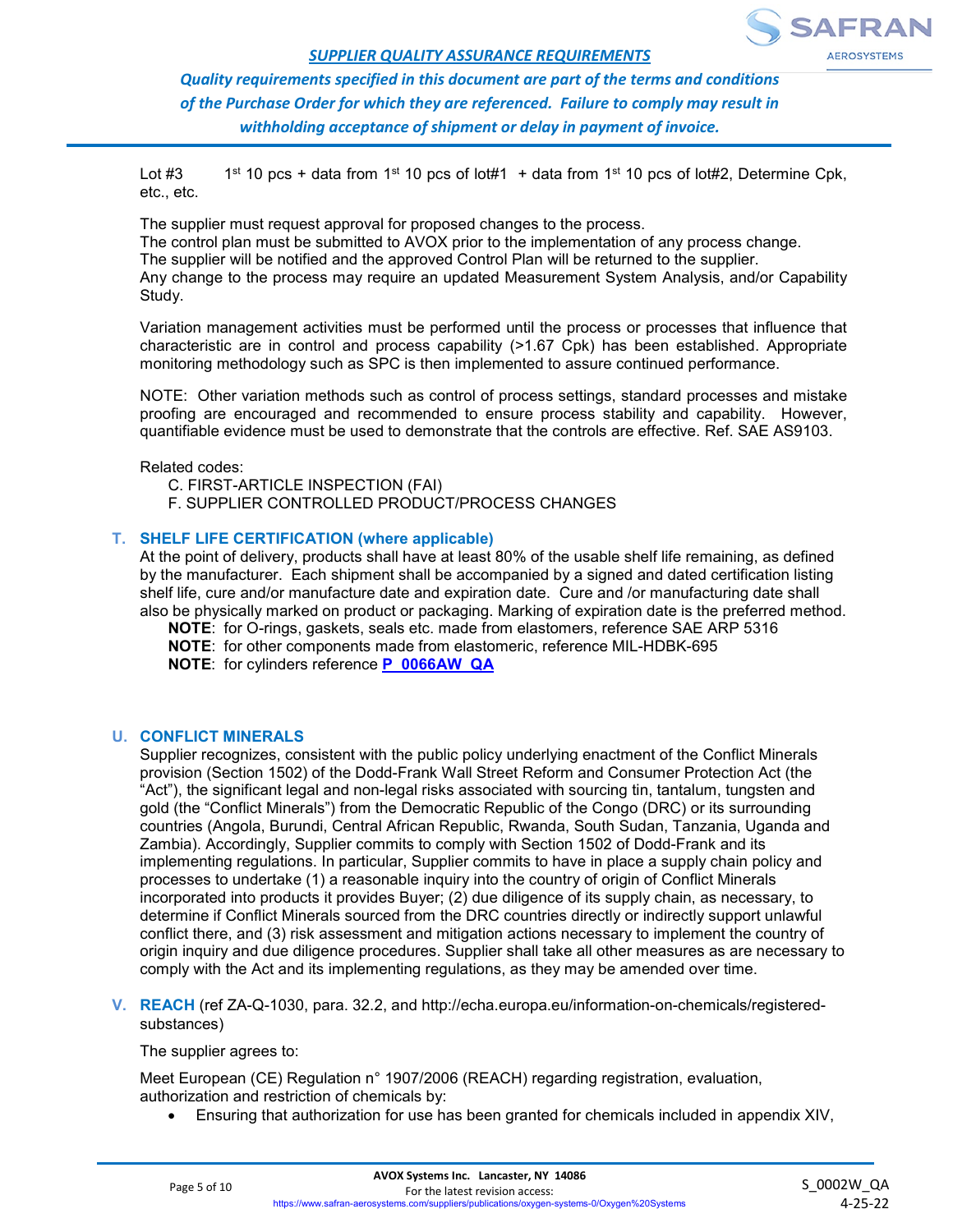Lot #3 1st 10 pcs + data from 1st 10 pcs of lot#1 + data from 1st 10 pcs of lot#2, Determine Cpk, etc., etc.

The supplier must request approval for proposed changes to the process.
The control plan must be submitted to AVOX prior to the implementation of any process change.
The supplier will be notified and the approved Control Plan will be returned to the supplier.
Any change to the process may require an updated Measurement System Analysis, and/or Capability Study.

Variation management activities must be performed until the process or processes that influence that characteristic are in control and process capability (>1.67 Cpk) has been established. Appropriate monitoring methodology such as SPC is then implemented to assure continued performance.

NOTE: Other variation methods such as control of process settings, standard processes and mistake proofing are encouraged and recommended to ensure process stability and capability. However, quantifiable evidence must be used to demonstrate that the controls are effective. Ref. SAE AS9103.

Related codes:

C. FIRST-ARTICLE INSPECTION (FAI)
F. SUPPLIER CONTROLLED PRODUCT/PROCESS CHANGES

## T. SHELF LIFE CERTIFICATION (where applicable)

At the point of delivery, products shall have at least 80% of the usable shelf life remaining, as defined by the manufacturer. Each shipment shall be accompanied by a signed and dated certification listing shelf life, cure and/or manufacture date and expiration date. Cure and /or manufacturing date shall also be physically marked on product or packaging. Marking of expiration date is the preferred method.

**NOTE**: for O-rings, gaskets, seals etc. made from elastomers, reference SAE ARP 5316
**NOTE**: for other components made from elastomeric, reference MIL-HDBK-695
**NOTE**: for cylinders reference **P_0066AW_QA**

## U. CONFLICT MINERALS

Supplier recognizes, consistent with the public policy underlying enactment of the Conflict Minerals provision (Section 1502) of the Dodd-Frank Wall Street Reform and Consumer Protection Act (the "Act"), the significant legal and non-legal risks associated with sourcing tin, tantalum, tungsten and gold (the "Conflict Minerals") from the Democratic Republic of the Congo (DRC) or its surrounding countries (Angola, Burundi, Central African Republic, Rwanda, South Sudan, Tanzania, Uganda and Zambia). Accordingly, Supplier commits to comply with Section 1502 of Dodd-Frank and its implementing regulations. In particular, Supplier commits to have in place a supply chain policy and processes to undertake (1) a reasonable inquiry into the country of origin of Conflict Minerals incorporated into products it provides Buyer; (2) due diligence of its supply chain, as necessary, to determine if Conflict Minerals sourced from the DRC countries directly or indirectly support unlawful conflict there, and (3) risk assessment and mitigation actions necessary to implement the country of origin inquiry and due diligence procedures. Supplier shall take all other measures as are necessary to comply with the Act and its implementing regulations, as they may be amended over time.

## V. REACH (ref ZA-Q-1030, para. 32.2, and http://echa.europa.eu/information-on-chemicals/registered-substances)

The supplier agrees to:

Meet European (CE) Regulation n° 1907/2006 (REACH) regarding registration, evaluation, authorization and restriction of chemicals by:

- Ensuring that authorization for use has been granted for chemicals included in appendix XIV,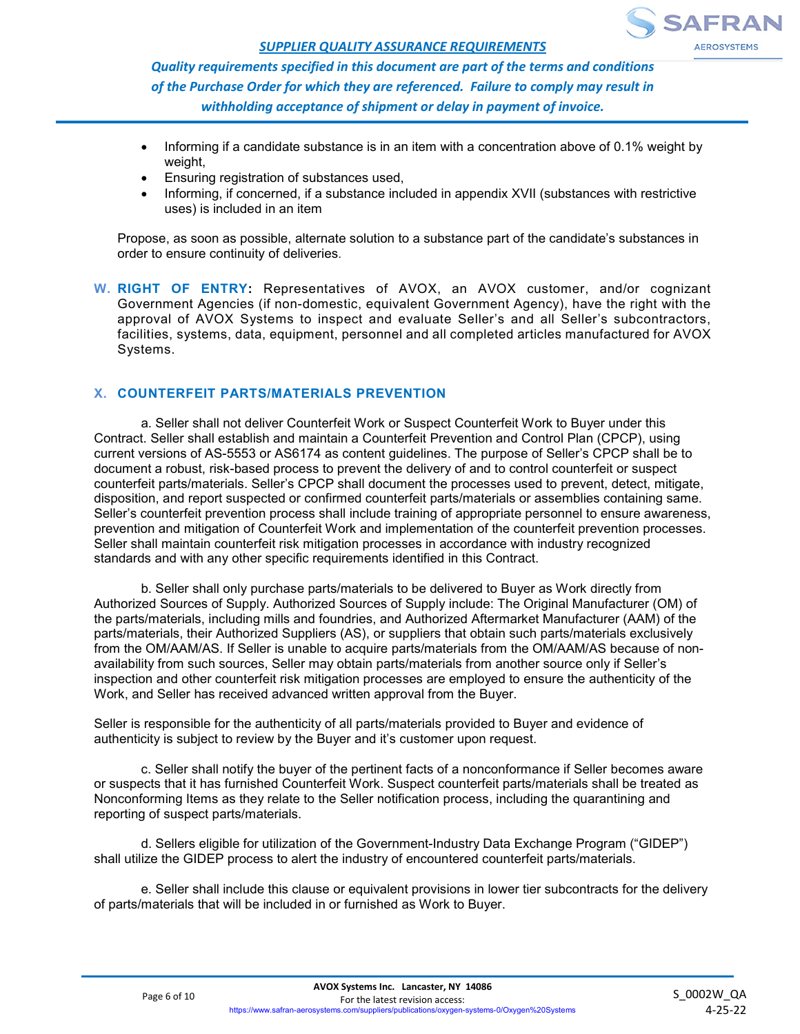- Informing if a candidate substance is in an item with a concentration above of 0.1% weight by weight,
- Ensuring registration of substances used,
- Informing, if concerned, if a substance included in appendix XVII (substances with restrictive uses) is included in an item

Propose, as soon as possible, alternate solution to a substance part of the candidate's substances in order to ensure continuity of deliveries.

**W. RIGHT OF ENTRY:** Representatives of AVOX, an AVOX customer, and/or cognizant Government Agencies (if non-domestic, equivalent Government Agency), have the right with the approval of AVOX Systems to inspect and evaluate Seller's and all Seller's subcontractors, facilities, systems, data, equipment, personnel and all completed articles manufactured for AVOX Systems.

## X. COUNTERFEIT PARTS/MATERIALS PREVENTION

a. Seller shall not deliver Counterfeit Work or Suspect Counterfeit Work to Buyer under this Contract. Seller shall establish and maintain a Counterfeit Prevention and Control Plan (CPCP), using current versions of AS-5553 or AS6174 as content guidelines. The purpose of Seller's CPCP shall be to document a robust, risk-based process to prevent the delivery of and to control counterfeit or suspect counterfeit parts/materials. Seller's CPCP shall document the processes used to prevent, detect, mitigate, disposition, and report suspected or confirmed counterfeit parts/materials or assemblies containing same. Seller's counterfeit prevention process shall include training of appropriate personnel to ensure awareness, prevention and mitigation of Counterfeit Work and implementation of the counterfeit prevention processes. Seller shall maintain counterfeit risk mitigation processes in accordance with industry recognized standards and with any other specific requirements identified in this Contract.

b. Seller shall only purchase parts/materials to be delivered to Buyer as Work directly from Authorized Sources of Supply. Authorized Sources of Supply include: The Original Manufacturer (OM) of the parts/materials, including mills and foundries, and Authorized Aftermarket Manufacturer (AAM) of the parts/materials, their Authorized Suppliers (AS), or suppliers that obtain such parts/materials exclusively from the OM/AAM/AS. If Seller is unable to acquire parts/materials from the OM/AAM/AS because of non-availability from such sources, Seller may obtain parts/materials from another source only if Seller's inspection and other counterfeit risk mitigation processes are employed to ensure the authenticity of the Work, and Seller has received advanced written approval from the Buyer.

Seller is responsible for the authenticity of all parts/materials provided to Buyer and evidence of authenticity is subject to review by the Buyer and it's customer upon request.

c. Seller shall notify the buyer of the pertinent facts of a nonconformance if Seller becomes aware or suspects that it has furnished Counterfeit Work. Suspect counterfeit parts/materials shall be treated as Nonconforming Items as they relate to the Seller notification process, including the quarantining and reporting of suspect parts/materials.

d. Sellers eligible for utilization of the Government-Industry Data Exchange Program ("GIDEP") shall utilize the GIDEP process to alert the industry of encountered counterfeit parts/materials.

e. Seller shall include this clause or equivalent provisions in lower tier subcontracts for the delivery of parts/materials that will be included in or furnished as Work to Buyer.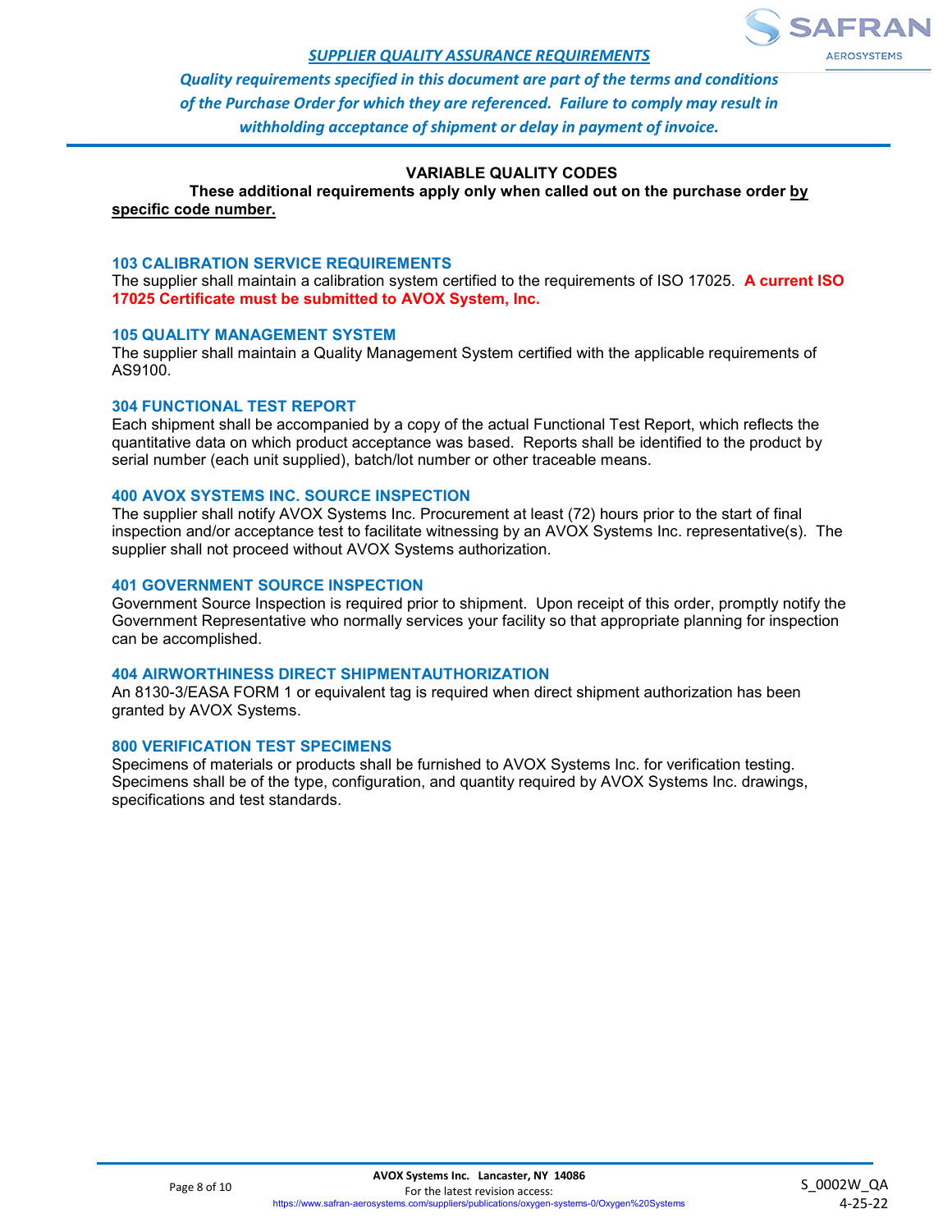## VARIABLE QUALITY CODES

**These additional requirements apply only when called out on the purchase order <u>by specific code number.</u>**

### 103 CALIBRATION SERVICE REQUIREMENTS

The supplier shall maintain a calibration system certified to the requirements of ISO 17025. **A current ISO 17025 Certificate must be submitted to AVOX System, Inc.**

### 105 QUALITY MANAGEMENT SYSTEM

The supplier shall maintain a Quality Management System certified with the applicable requirements of AS9100.

### 304 FUNCTIONAL TEST REPORT

Each shipment shall be accompanied by a copy of the actual Functional Test Report, which reflects the quantitative data on which product acceptance was based. Reports shall be identified to the product by serial number (each unit supplied), batch/lot number or other traceable means.

### 400 AVOX SYSTEMS INC. SOURCE INSPECTION

The supplier shall notify AVOX Systems Inc. Procurement at least (72) hours prior to the start of final inspection and/or acceptance test to facilitate witnessing by an AVOX Systems Inc. representative(s). The supplier shall not proceed without AVOX Systems authorization.

### 401 GOVERNMENT SOURCE INSPECTION

Government Source Inspection is required prior to shipment. Upon receipt of this order, promptly notify the Government Representative who normally services your facility so that appropriate planning for inspection can be accomplished.

### 404 AIRWORTHINESS DIRECT SHIPMENTAUTHORIZATION

An 8130-3/EASA FORM 1 or equivalent tag is required when direct shipment authorization has been granted by AVOX Systems.

### 800 VERIFICATION TEST SPECIMENS

Specimens of materials or products shall be furnished to AVOX Systems Inc. for verification testing. Specimens shall be of the type, configuration, and quantity required by AVOX Systems Inc. drawings, specifications and test standards.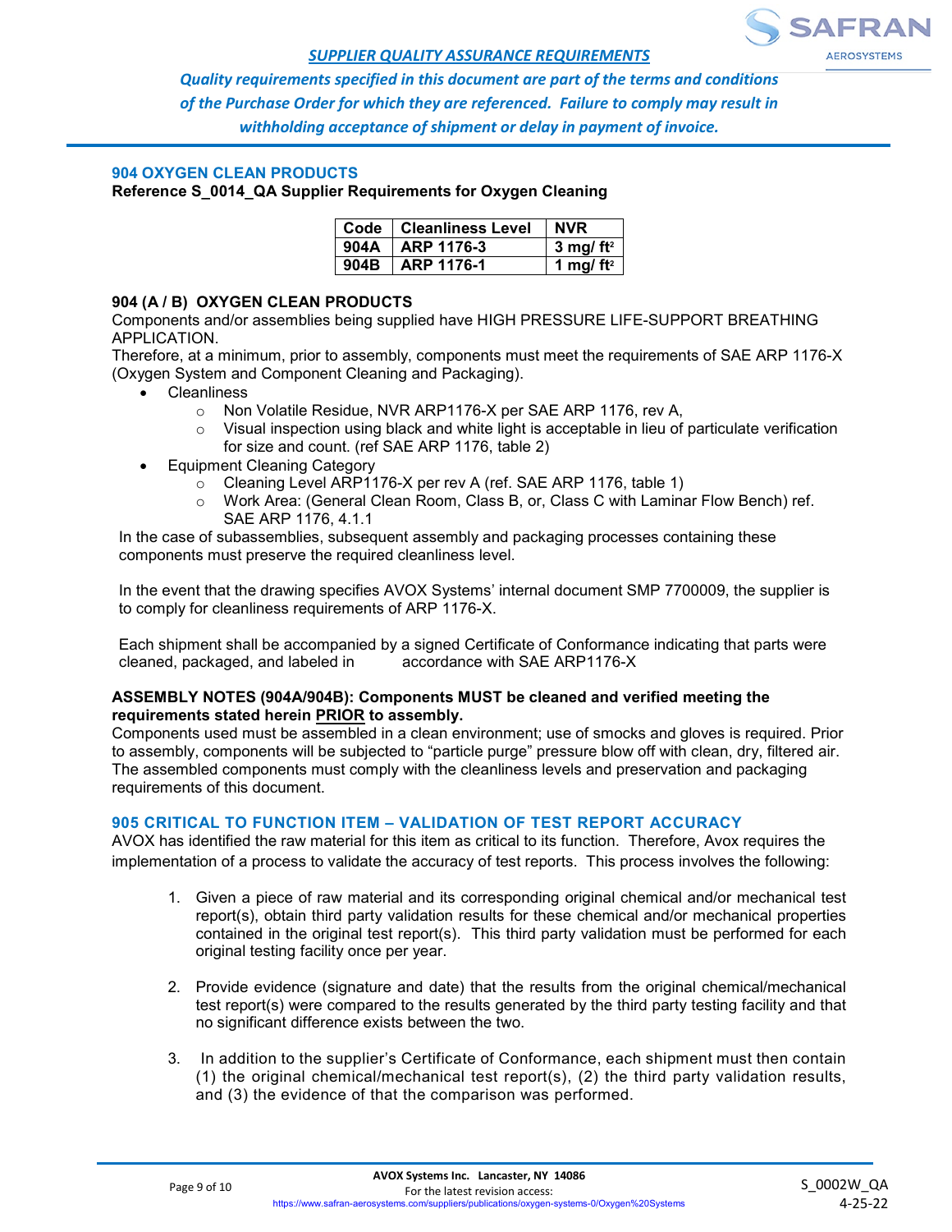## 904 OXYGEN CLEAN PRODUCTS

**Reference S_0014_QA Supplier Requirements for Oxygen Cleaning**

| Code | Cleanliness Level | NVR |
|---|---|---|
| 904A | ARP 1176-3 | 3 mg/ $ft^2$ |
| 904B | ARP 1176-1 | 1 mg/ $ft^2$ |

### 904 (A / B) OXYGEN CLEAN PRODUCTS

Components and/or assemblies being supplied have HIGH PRESSURE LIFE-SUPPORT BREATHING APPLICATION.

Therefore, at a minimum, prior to assembly, components must meet the requirements of SAE ARP 1176-X (Oxygen System and Component Cleaning and Packaging).

- Cleanliness
  - Non Volatile Residue, NVR ARP1176-X per SAE ARP 1176, rev A,
  - Visual inspection using black and white light is acceptable in lieu of particulate verification for size and count. (ref SAE ARP 1176, table 2)
- Equipment Cleaning Category
  - Cleaning Level ARP1176-X per rev A (ref. SAE ARP 1176, table 1)
  - Work Area: (General Clean Room, Class B, or, Class C with Laminar Flow Bench) ref. SAE ARP 1176, 4.1.1

In the case of subassemblies, subsequent assembly and packaging processes containing these components must preserve the required cleanliness level.

In the event that the drawing specifies AVOX Systems' internal document SMP 7700009, the supplier is to comply for cleanliness requirements of ARP 1176-X.

Each shipment shall be accompanied by a signed Certificate of Conformance indicating that parts were cleaned, packaged, and labeled in accordance with SAE ARP1176-X

**ASSEMBLY NOTES (904A/904B): Components MUST be cleaned and verified meeting the requirements stated herein PRIOR to assembly.**

Components used must be assembled in a clean environment; use of smocks and gloves is required. Prior to assembly, components will be subjected to "particle purge" pressure blow off with clean, dry, filtered air. The assembled components must comply with the cleanliness levels and preservation and packaging requirements of this document.

## 905 CRITICAL TO FUNCTION ITEM – VALIDATION OF TEST REPORT ACCURACY

AVOX has identified the raw material for this item as critical to its function. Therefore, Avox requires the implementation of a process to validate the accuracy of test reports. This process involves the following:

1. Given a piece of raw material and its corresponding original chemical and/or mechanical test report(s), obtain third party validation results for these chemical and/or mechanical properties contained in the original test report(s). This third party validation must be performed for each original testing facility once per year.

2. Provide evidence (signature and date) that the results from the original chemical/mechanical test report(s) were compared to the results generated by the third party testing facility and that no significant difference exists between the two.

3. In addition to the supplier's Certificate of Conformance, each shipment must then contain (1) the original chemical/mechanical test report(s), (2) the third party validation results, and (3) the evidence of that the comparison was performed.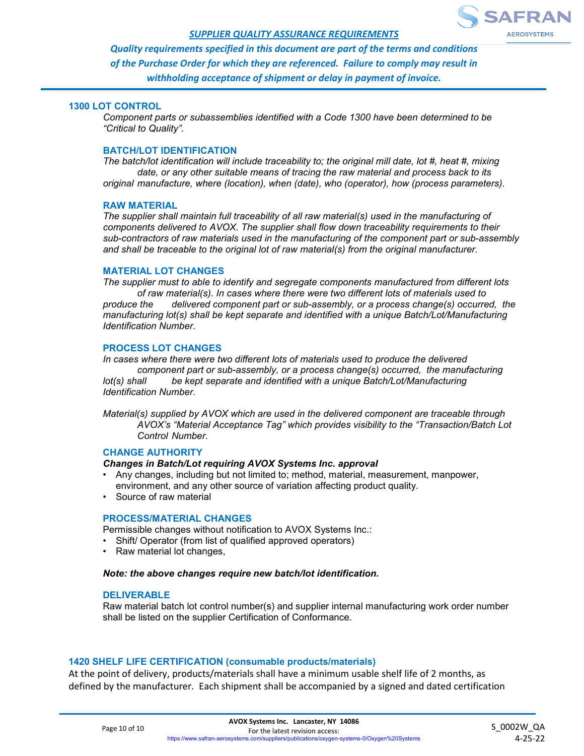## 1300 LOT CONTROL

*Component parts or subassemblies identified with a Code 1300 have been determined to be "Critical to Quality".*

### BATCH/LOT IDENTIFICATION

*The batch/lot identification will include traceability to; the original mill date, lot #, heat #, mixing date, or any other suitable means of tracing the raw material and process back to its original manufacture, where (location), when (date), who (operator), how (process parameters).*

### RAW MATERIAL

*The supplier shall maintain full traceability of all raw material(s) used in the manufacturing of components delivered to AVOX. The supplier shall flow down traceability requirements to their sub-contractors of raw materials used in the manufacturing of the component part or sub-assembly and shall be traceable to the original lot of raw material(s) from the original manufacturer.*

### MATERIAL LOT CHANGES

*The supplier must to able to identify and segregate components manufactured from different lots of raw material(s). In cases where there were two different lots of materials used to produce the delivered component part or sub-assembly, or a process change(s) occurred, the manufacturing lot(s) shall be kept separate and identified with a unique Batch/Lot/Manufacturing Identification Number.*

### PROCESS LOT CHANGES

*In cases where there were two different lots of materials used to produce the delivered component part or sub-assembly, or a process change(s) occurred, the manufacturing lot(s) shall be kept separate and identified with a unique Batch/Lot/Manufacturing Identification Number.*

*Material(s) supplied by AVOX which are used in the delivered component are traceable through AVOX's "Material Acceptance Tag" which provides visibility to the "Transaction/Batch Lot Control Number.*

### CHANGE AUTHORITY

***Changes in Batch/Lot requiring AVOX Systems Inc. approval***

- Any changes, including but not limited to; method, material, measurement, manpower, environment, and any other source of variation affecting product quality.
- Source of raw material

### PROCESS/MATERIAL CHANGES

Permissible changes without notification to AVOX Systems Inc.:

- Shift/ Operator (from list of qualified approved operators)
- Raw material lot changes,

***Note: the above changes require new batch/lot identification.***

### DELIVERABLE

Raw material batch lot control number(s) and supplier internal manufacturing work order number shall be listed on the supplier Certification of Conformance.

## 1420 SHELF LIFE CERTIFICATION (consumable products/materials)

At the point of delivery, products/materials shall have a minimum usable shelf life of 2 months, as defined by the manufacturer. Each shipment shall be accompanied by a signed and dated certification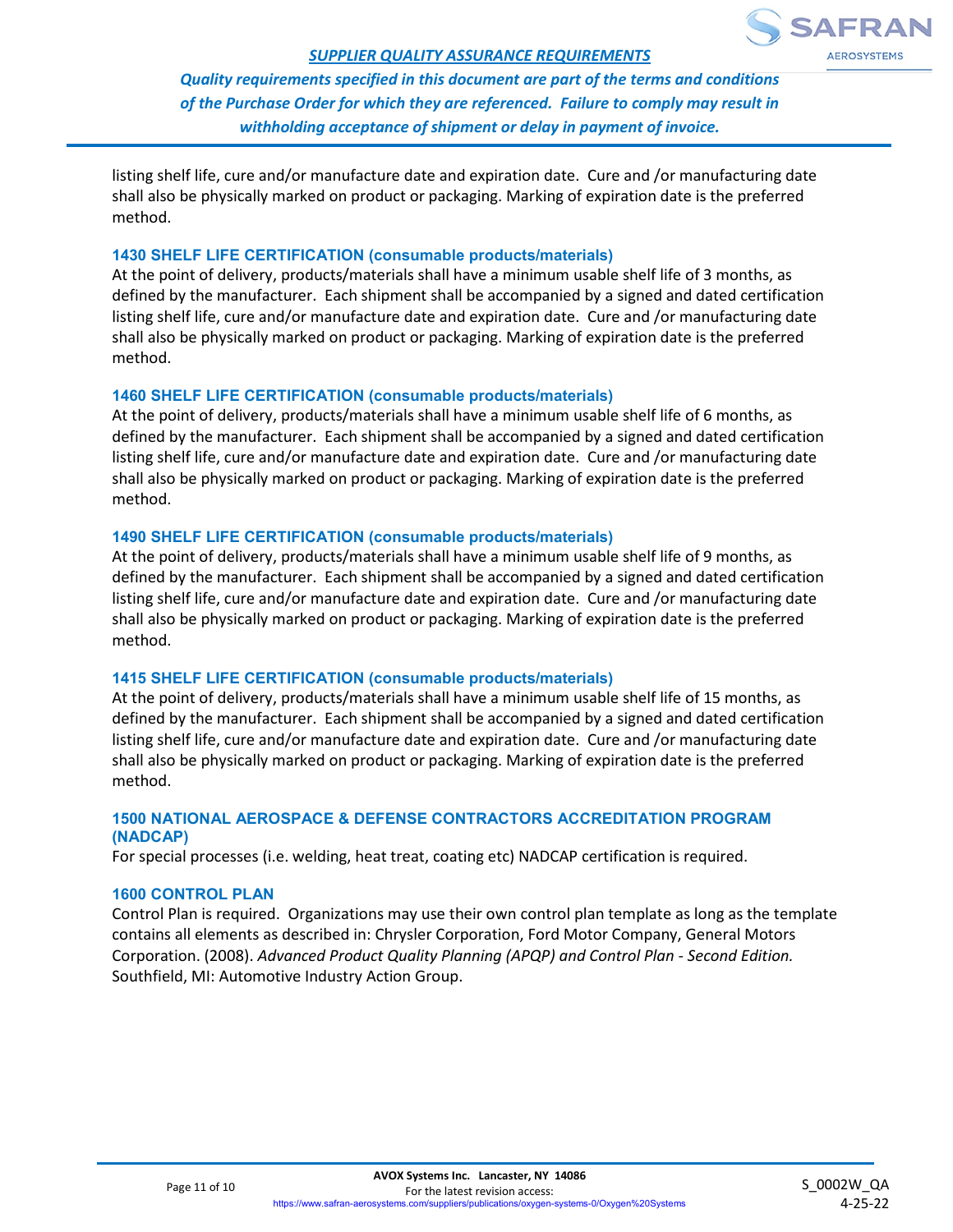listing shelf life, cure and/or manufacture date and expiration date. Cure and /or manufacturing date shall also be physically marked on product or packaging. Marking of expiration date is the preferred method.

### 1430 SHELF LIFE CERTIFICATION (consumable products/materials)

At the point of delivery, products/materials shall have a minimum usable shelf life of 3 months, as defined by the manufacturer. Each shipment shall be accompanied by a signed and dated certification listing shelf life, cure and/or manufacture date and expiration date. Cure and /or manufacturing date shall also be physically marked on product or packaging. Marking of expiration date is the preferred method.

### 1460 SHELF LIFE CERTIFICATION (consumable products/materials)

At the point of delivery, products/materials shall have a minimum usable shelf life of 6 months, as defined by the manufacturer. Each shipment shall be accompanied by a signed and dated certification listing shelf life, cure and/or manufacture date and expiration date. Cure and /or manufacturing date shall also be physically marked on product or packaging. Marking of expiration date is the preferred method.

### 1490 SHELF LIFE CERTIFICATION (consumable products/materials)

At the point of delivery, products/materials shall have a minimum usable shelf life of 9 months, as defined by the manufacturer. Each shipment shall be accompanied by a signed and dated certification listing shelf life, cure and/or manufacture date and expiration date. Cure and /or manufacturing date shall also be physically marked on product or packaging. Marking of expiration date is the preferred method.

### 1415 SHELF LIFE CERTIFICATION (consumable products/materials)

At the point of delivery, products/materials shall have a minimum usable shelf life of 15 months, as defined by the manufacturer. Each shipment shall be accompanied by a signed and dated certification listing shelf life, cure and/or manufacture date and expiration date. Cure and /or manufacturing date shall also be physically marked on product or packaging. Marking of expiration date is the preferred method.

### 1500 NATIONAL AEROSPACE & DEFENSE CONTRACTORS ACCREDITATION PROGRAM (NADCAP)

For special processes (i.e. welding, heat treat, coating etc) NADCAP certification is required.

### 1600 CONTROL PLAN

Control Plan is required. Organizations may use their own control plan template as long as the template contains all elements as described in: Chrysler Corporation, Ford Motor Company, General Motors Corporation. (2008). *Advanced Product Quality Planning (APQP) and Control Plan - Second Edition.* Southfield, MI: Automotive Industry Action Group.